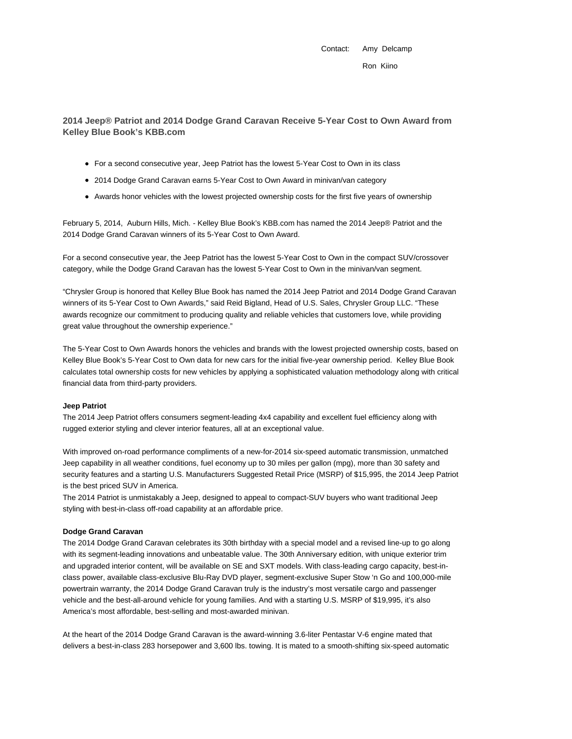Contact: Amy Delcamp

Ron Kiino

## 2014 Jeep® Patriot and 2014 Dodge Grand Caravan Receive 5-Year Cost to Own Award from Kelley Blue Book's KBB.com

- For a second consecutive year, Jeep Patriot has the lowest 5-Year Cost to Own in its class
- 2014 Dodge Grand Caravan earns 5-Year Cost to Own Award in minivan/van category
- Awards honor vehicles with the lowest projected ownership costs for the first five years of ownership

February 5, 2014, Auburn Hills, Mich. - Kelley Blue Book's KBB.com has named the 2014 Jeep® Patriot and the 2014 Dodge Grand Caravan winners of its 5-Year Cost to Own Award.

For a second consecutive year, the Jeep Patriot has the lowest 5-Year Cost to Own in the compact SUV/crossover category, while the Dodge Grand Caravan has the lowest 5-Year Cost to Own in the minivan/van segment.

"Chrysler Group is honored that Kelley Blue Book has named the 2014 Jeep Patriot and 2014 Dodge Grand Caravan winners of its 5-Year Cost to Own Awards," said Reid Bigland, Head of U.S. Sales, Chrysler Group LLC. "These awards recognize our commitment to producing quality and reliable vehicles that customers love, while providing great value throughout the ownership experience."

The 5-Year Cost to Own Awards honors the vehicles and brands with the lowest projected ownership costs, based on Kelley Blue Book's 5-Year Cost to Own data for new cars for the initial five-year ownership period. Kelley Blue Book calculates total ownership costs for new vehicles by applying a sophisticated valuation methodology along with critical financial data from third-party providers.

**Jeep Patriot**

The 2014 Jeep Patriot offers consumers segment-leading 4x4 capability and excellent fuel efficiency along with rugged exterior styling and clever interior features, all at an exceptional value.

With improved on-road performance compliments of a new-for-2014 six-speed automatic transmission, unmatched Jeep capability in all weather conditions, fuel economy up to 30 miles per gallon (mpg), more than 30 safety and security features and a starting U.S. Manufacturers Suggested Retail Price (MSRP) of $15,995, the 2014 Jeep Patriot is the best priced SUV in America.

The 2014 Patriot is unmistakably a Jeep, designed to appeal to compact-SUV buyers who want traditional Jeep styling with best-in-class off-road capability at an affordable price.

**Dodge Grand Caravan**

The 2014 Dodge Grand Caravan celebrates its 30th birthday with a special model and a revised line-up to go along with its segment-leading innovations and unbeatable value. The 30th Anniversary edition, with unique exterior trim and upgraded interior content, will be available on SE and SXT models. With class-leading cargo capacity, best-in-class power, available class-exclusive Blu-Ray DVD player, segment-exclusive Super Stow 'n Go and 100,000-mile powertrain warranty, the 2014 Dodge Grand Caravan truly is the industry's most versatile cargo and passenger vehicle and the best-all-around vehicle for young families. And with a starting U.S. MSRP of $19,995, it's also America's most affordable, best-selling and most-awarded minivan.

At the heart of the 2014 Dodge Grand Caravan is the award-winning 3.6-liter Pentastar V-6 engine mated that delivers a best-in-class 283 horsepower and 3,600 lbs. towing. It is mated to a smooth-shifting six-speed automatic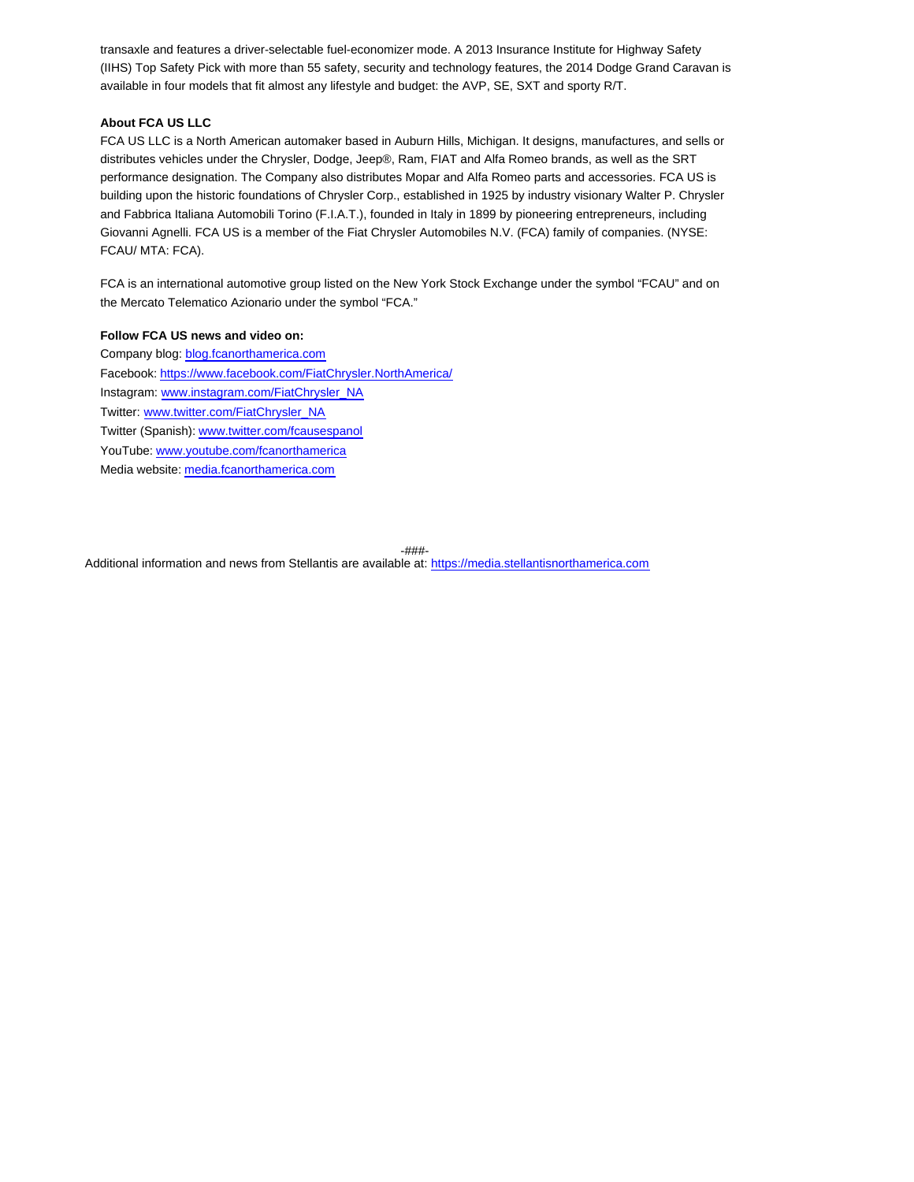transaxle and features a driver-selectable fuel-economizer mode. A 2013 Insurance Institute for Highway Safety (IIHS) Top Safety Pick with more than 55 safety, security and technology features, the 2014 Dodge Grand Caravan is available in four models that fit almost any lifestyle and budget: the AVP, SE, SXT and sporty R/T.

**About FCA US LLC**

FCA US LLC is a North American automaker based in Auburn Hills, Michigan. It designs, manufactures, and sells or distributes vehicles under the Chrysler, Dodge, Jeep®, Ram, FIAT and Alfa Romeo brands, as well as the SRT performance designation. The Company also distributes Mopar and Alfa Romeo parts and accessories. FCA US is building upon the historic foundations of Chrysler Corp., established in 1925 by industry visionary Walter P. Chrysler and Fabbrica Italiana Automobili Torino (F.I.A.T.), founded in Italy in 1899 by pioneering entrepreneurs, including Giovanni Agnelli. FCA US is a member of the Fiat Chrysler Automobiles N.V. (FCA) family of companies. (NYSE: FCAU/ MTA: FCA).

FCA is an international automotive group listed on the New York Stock Exchange under the symbol "FCAU" and on the Mercato Telematico Azionario under the symbol "FCA."

**Follow FCA US news and video on:**

Company blog: blog.fcanorthamerica.com
Facebook: https://www.facebook.com/FiatChrysler.NorthAmerica/
Instagram: www.instagram.com/FiatChrysler_NA
Twitter: www.twitter.com/FiatChrysler_NA
Twitter (Spanish): www.twitter.com/fcausespanol
YouTube: www.youtube.com/fcanorthamerica
Media website: media.fcanorthamerica.com

-###-

Additional information and news from Stellantis are available at: https://media.stellantisnorthamerica.com